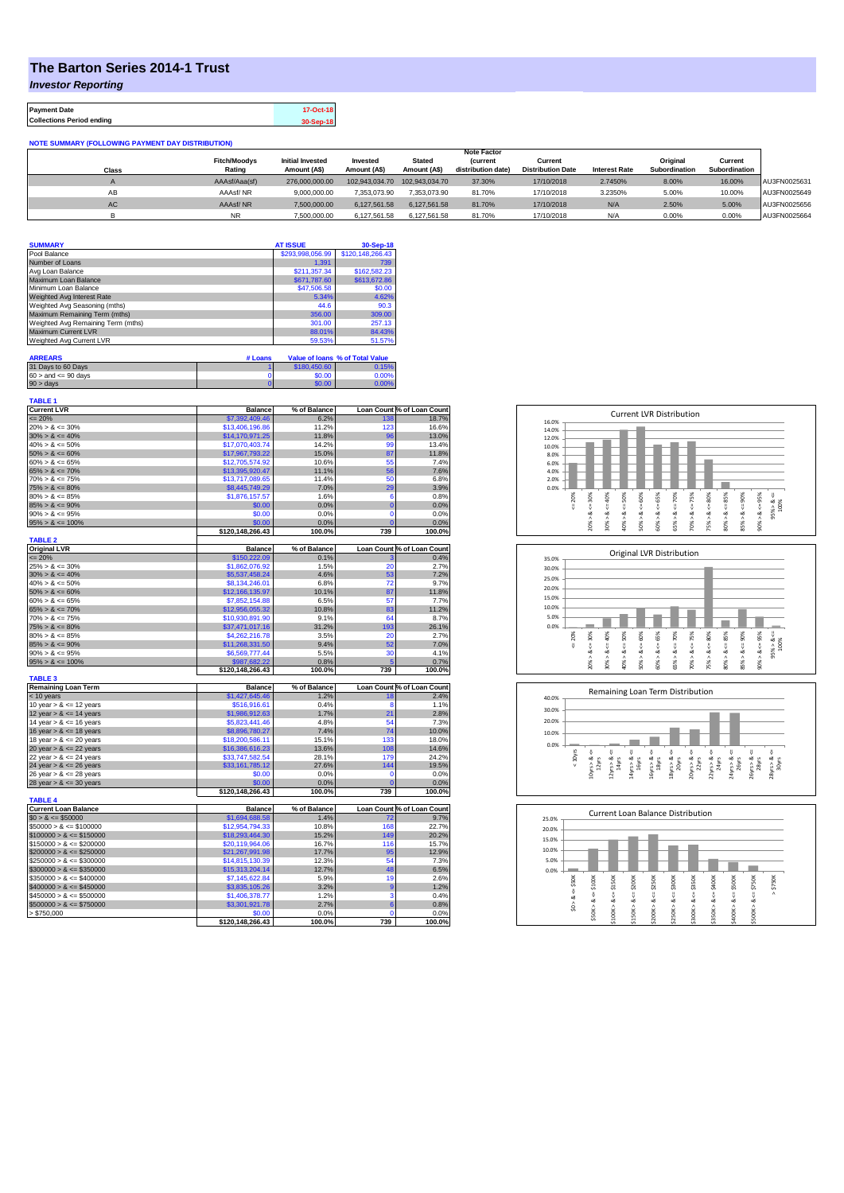# The Barton Series 2014-1 Trust

## *Investor Reporting*

| Payment Date | 17-Oct-18 |
|---|---|
| Collections Period ending | 30-Sep-18 |

**NOTE SUMMARY (FOLLOWING PAYMENT DAY DISTRIBUTION)**

| Class | Fitch/Moodys Rating | Initial Invested Amount (A$) | Invested Amount (A$) | Stated Amount (A$) | Note Factor (current distribution date) | Current Distribution Date | Interest Rate | Original Subordination | Current Subordination | |
|---|---|---|---|---|---|---|---|---|---|---|
| A | AAAsf/Aaa(sf) | 276,000,000.00 | 102,943,034.70 | 102,943,034.70 | 37.30% | 17/10/2018 | 2.7450% | 8.00% | 16.00% | AU3FN0025631 |
| AB | AAAsf/ NR | 9,000,000.00 | 7,353,073.90 | 7,353,073.90 | 81.70% | 17/10/2018 | 3.2350% | 5.00% | 10.00% | AU3FN0025649 |
| AC | AAAsf/ NR | 7,500,000.00 | 6,127,561.58 | 6,127,561.58 | 81.70% | 17/10/2018 | N/A | 2.50% | 5.00% | AU3FN0025656 |
| B | NR | 7,500,000.00 | 6,127,561.58 | 6,127,561.58 | 81.70% | 17/10/2018 | N/A | 0.00% | 0.00% | AU3FN0025664 |

| SUMMARY | AT ISSUE | 30-Sep-18 |
|---|---|---|
| Pool Balance | $293,998,056.99 | $120,148,266.43 |
| Number of Loans | 1,391 | 739 |
| Avg Loan Balance | $211,357.34 | $162,582.23 |
| Maximum Loan Balance | $671,787.60 | $613,672.86 |
| Minimum Loan Balance | $47,506.58 | $0.00 |
| Weighted Avg Interest Rate | 5.34% | 4.62% |
| Weighted Avg Seasoning (mths) | 44.6 | 90.3 |
| Maximum Remaining Term (mths) | 356.00 | 309.00 |
| Weighted Avg Remaining Term (mths) | 301.00 | 257.13 |
| Maximum Current LVR | 88.01% | 84.43% |
| Weighted Avg Current LVR | 59.53% | 51.57% |

| ARREARS | # Loans | Value of loans | % of Total Value |
|---|---|---|---|
| 31 Days to 60 Days | 1 | $180,450.60 | 0.15% |
| 60 > and <= 90 days | 0 | $0.00 | 0.00% |
| 90 > days | 0 | $0.00 | 0.00% |

**TABLE 1**

| Current LVR | Balance | % of Balance | Loan Count | % of Loan Count |
|---|---|---|---|---|
| <= 20% | $7,392,409.46 | 6.2% | 138 | 18.7% |
| 20% > & <= 30% | $13,406,196.86 | 11.2% | 123 | 16.6% |
| 30% > & <= 40% | $14,170,971.25 | 11.8% | 96 | 13.0% |
| 40% > & <= 50% | $17,070,403.74 | 14.2% | 99 | 13.4% |
| 50% > & <= 60% | $17,967,793.22 | 15.0% | 87 | 11.8% |
| 60% > & <= 65% | $12,705,574.92 | 10.6% | 55 | 7.4% |
| 65% > & <= 70% | $13,395,920.47 | 11.1% | 56 | 7.6% |
| 70% > & <= 75% | $13,717,089.65 | 11.4% | 50 | 6.8% |
| 75% > & <= 80% | $8,445,749.29 | 7.0% | 29 | 3.9% |
| 80% > & <= 85% | $1,876,157.57 | 1.6% | 6 | 0.8% |
| 85% > & <= 90% | $0.00 | 0.0% | 0 | 0.0% |
| 90% > & <= 95% | $0.00 | 0.0% | 0 | 0.0% |
| 95% > & <= 100% | $0.00 | 0.0% | 0 | 0.0% |
| | $120,148,266.43 | 100.0% | 739 | 100.0% |

**TABLE 2**

| Original LVR | Balance | % of Balance | Loan Count | % of Loan Count |
|---|---|---|---|---|
| <= 20% | $150,222.09 | 0.1% | 3 | 0.4% |
| 25% > & <= 30% | $1,862,076.92 | 1.5% | 20 | 2.7% |
| 30% > & <= 40% | $5,537,458.24 | 4.6% | 53 | 7.2% |
| 40% > & <= 50% | $8,134,246.01 | 6.8% | 72 | 9.7% |
| 50% > & <= 60% | $12,166,135.97 | 10.1% | 87 | 11.8% |
| 60% > & <= 65% | $7,852,154.88 | 6.5% | 57 | 7.7% |
| 65% > & <= 70% | $12,956,055.32 | 10.8% | 83 | 11.2% |
| 70% > & <= 75% | $10,930,891.90 | 9.1% | 64 | 8.7% |
| 75% > & <= 80% | $37,471,017.16 | 31.2% | 193 | 26.1% |
| 80% > & <= 85% | $4,262,216.78 | 3.5% | 20 | 2.7% |
| 85% > & <= 90% | $11,268,331.50 | 9.4% | 52 | 7.0% |
| 90% > & <= 95% | $6,569,777.44 | 5.5% | 30 | 4.1% |
| 95% > & <= 100% | $987,682.22 | 0.8% | 5 | 0.7% |
| | $120,148,266.43 | 100.0% | 739 | 100.0% |

**TABLE 3**

| Remaining Loan Term | Balance | % of Balance | Loan Count | % of Loan Count |
|---|---|---|---|---|
| < 10 years | $1,427,645.46 | 1.2% | 18 | 2.4% |
| 10 year > & <= 12 years | $516,916.61 | 0.4% | 8 | 1.1% |
| 12 year > & <= 14 years | $1,986,912.63 | 1.7% | 21 | 2.8% |
| 14 year > & <= 16 years | $5,823,441.46 | 4.8% | 54 | 7.3% |
| 16 year > & <= 18 years | $8,896,780.27 | 7.4% | 74 | 10.0% |
| 18 year > & <= 20 years | $18,200,586.11 | 15.1% | 133 | 18.0% |
| 20 year > & <= 22 years | $16,386,616.23 | 13.6% | 108 | 14.6% |
| 22 year > & <= 24 years | $33,747,582.54 | 28.1% | 179 | 24.2% |
| 24 year > & <= 26 years | $33,161,785.12 | 27.6% | 144 | 19.5% |
| 26 year > & <= 28 years | $0.00 | 0.0% | 0 | 0.0% |
| 28 year > & <= 30 years | $0.00 | 0.0% | 0 | 0.0% |
| | $120,148,266.43 | 100.0% | 739 | 100.0% |

**TABLE 4**

| Current Loan Balance | Balance | % of Balance | Loan Count | % of Loan Count |
|---|---|---|---|---|
| $0 > & <= $50000 | $1,694,688.58 | 1.4% | 72 | 9.7% |
| $50000 > & <= $100000 | $12,954,794.33 | 10.8% | 168 | 22.7% |
| $100000 > & <= $150000 | $18,293,464.30 | 15.2% | 149 | 20.2% |
| $150000 > & <= $200000 | $20,119,964.06 | 16.7% | 116 | 15.7% |
| $200000 > & <= $250000 | $21,267,991.98 | 17.7% | 95 | 12.9% |
| $250000 > & <= $300000 | $14,815,130.39 | 12.3% | 54 | 7.3% |
| $300000 > & <= $350000 | $15,313,204.14 | 12.7% | 48 | 6.5% |
| $350000 > & <= $400000 | $7,145,622.84 | 5.9% | 19 | 2.6% |
| $400000 > & <= $450000 | $3,835,105.26 | 3.2% | 9 | 1.2% |
| $450000 > & <= $500000 | $1,406,378.77 | 1.2% | 3 | 0.4% |
| $500000 > & <= $750000 | $3,301,921.78 | 2.7% | 6 | 0.8% |
| > $750,000 | $0.00 | 0.0% | 0 | 0.0% |
| | $120,148,266.43 | 100.0% | 739 | 100.0% |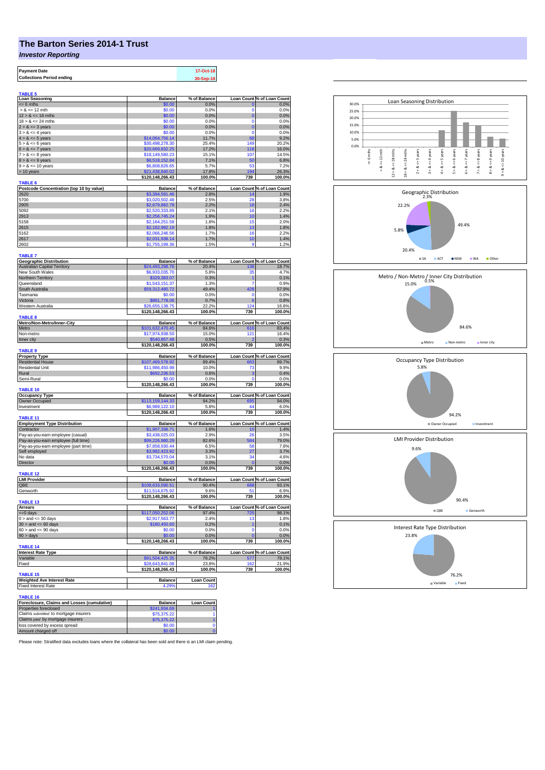# The Barton Series 2014-1 Trust

***Investor Reporting***

| | |
|---|---|
| **Payment Date** | 17-Oct-18 |
| **Collections Period ending** | 30-Sep-18 |

**TABLE 5**

| Loan Seasoning | Balance | % of Balance | Loan Count | % of Loan Count |
|---|---|---|---|---|
| <= 6 mths | $0.00 | 0.0% | 0 | 0.0% |
| > & <= 12 mth | $0.00 | 0.0% | 0 | 0.0% |
| 12 > & <= 18 mths | $0.00 | 0.0% | 0 | 0.0% |
| 18 > & <= 24 mths | $0.00 | 0.0% | 0 | 0.0% |
| 2 > & <= 3 years | $0.00 | 0.0% | 0 | 0.0% |
| 3 > & <= 4 years | $0.00 | 0.0% | 0 | 0.0% |
| 4 > & <= 5 years | $14,064,756.14 | 11.7% | 68 | 9.2% |
| 5 > & <= 6 years | $30,498,278.30 | 25.4% | 149 | 20.2% |
| 6 > & <= 7 years | $20,669,832.25 | 17.2% | 118 | 16.0% |
| 7 > & <= 8 years | $18,149,580.23 | 15.1% | 107 | 14.5% |
| 8 > & <= 9 years | $8,518,152.84 | 7.1% | 50 | 6.8% |
| 9 > & <= 10 years | $6,808,826.65 | 5.7% | 53 | 7.2% |
| > 10 years | $21,438,840.02 | 17.8% | 194 | 26.3% |
| | $120,148,266.43 | 100.0% | 739 | 100.0% |

**TABLE 6**

| Postcode Concentration (top 10 by value) | Balance | % of Balance | Loan Count | % of Loan Count |
|---|---|---|---|---|
| 2620 | $3,394,591.46 | 2.8% | 14 | 1.9% |
| 5700 | $3,020,502.48 | 2.5% | 28 | 3.8% |
| 2905 | $2,679,882.78 | 2.2% | 18 | 2.4% |
| 5092 | $2,520,333.89 | 2.1% | 16 | 2.2% |
| 2913 | $2,256,745.24 | 1.9% | 10 | 1.4% |
| 5158 | $2,164,251.58 | 1.8% | 15 | 2.0% |
| 2615 | $2,162,982.19 | 1.8% | 13 | 1.8% |
| 5162 | $2,066,246.56 | 1.7% | 16 | 2.2% |
| 2617 | $2,031,938.14 | 1.7% | 10 | 1.4% |
| 2602 | $1,755,199.36 | 1.5% | 9 | 1.2% |

**TABLE 7**

| Geographic Distribution | Balance | % of Balance | Loan Count | % of Loan Count |
|---|---|---|---|---|
| Australian Capital Territory | $24,493,298.76 | 20.4% | 138 | 18.7% |
| New South Wales | $6,933,035.70 | 5.8% | 35 | 4.7% |
| Northern Territory | $329,383.07 | 0.3% | 1 | 0.1% |
| Queensland | $1,543,151.37 | 1.3% | 7 | 0.9% |
| South Australia | $59,312,480.72 | 49.4% | 428 | 57.9% |
| Tasmania | $0.00 | 0.0% | 0 | 0.0% |
| Victoria | $881,778.06 | 0.7% | 6 | 0.8% |
| Western Australia | $26,655,138.75 | 22.2% | 124 | 16.8% |
| | $120,148,266.43 | 100.0% | 739 | 100.0% |

**TABLE 8**

| Metro/Non-Metro/Inner-City | Balance | % of Balance | Loan Count | % of Loan Count |
|---|---|---|---|---|
| Metro | $101,632,470.45 | 84.6% | 616 | 83.4% |
| Non-metro | $17,974,938.50 | 15.0% | 121 | 16.4% |
| Inner city | $540,857.48 | 0.5% | 2 | 0.3% |
| | $120,148,266.43 | 100.0% | 739 | 100.0% |

**TABLE 9**

| Property Type | Balance | % of Balance | Loan Count | % of Loan Count |
|---|---|---|---|---|
| Residential House | $107,469,578.92 | 89.4% | 663 | 89.7% |
| Residential Unit | $11,986,450.98 | 10.0% | 73 | 9.9% |
| Rural | $692,236.53 | 0.6% | 3 | 0.4% |
| Semi-Rural | $0.00 | 0.0% | 0 | 0.0% |
| | $120,148,266.43 | 100.0% | 739 | 100.0% |

**TABLE 10**

| Occupancy Type | Balance | % of Balance | Loan Count | % of Loan Count |
|---|---|---|---|---|
| Owner Occupied | $113,159,144.33 | 94.2% | 695 | 94.0% |
| Investment | $6,989,122.10 | 5.8% | 44 | 6.0% |
| | $120,148,266.43 | 100.0% | 739 | 100.0% |

**TABLE 11**

| Employment Type Distribution | Balance | % of Balance | Loan Count | % of Loan Count |
|---|---|---|---|---|
| Contractor | $1,907,336.71 | 1.6% | 10 | 1.4% |
| Pay-as-you-earn employee (casual) | $3,438,025.03 | 2.9% | 26 | 3.5% |
| Pay-as-you-earn employee (full time) | $99,226,980.29 | 82.6% | 584 | 79.0% |
| Pay-as-you-earn employee (part time) | $7,858,930.44 | 6.5% | 58 | 7.8% |
| Self employed | $3,982,423.92 | 3.3% | 27 | 3.7% |
| No data | $3,734,570.04 | 3.1% | 34 | 4.6% |
| Director | $0.00 | 0.0% | 0 | 0.0% |
| | $120,148,266.43 | 100.0% | 739 | 100.0% |

**TABLE 12**

| LMI Provider | Balance | % of Balance | Loan Count | % of Loan Count |
|---|---|---|---|---|
| QBE | $108,633,590.51 | 90.4% | 688 | 93.1% |
| Genworth | $11,514,675.92 | 9.6% | 51 | 6.9% |
| | $120,148,266.43 | 100.0% | 739 | 100.0% |

**TABLE 13**

| Arrears | Balance | % of Balance | Loan Count | % of Loan Count |
|---|---|---|---|---|
| <=0 days | $117,050,252.06 | 97.4% | 725 | 98.1% |
| 0 > and <= 30 days | $2,917,563.77 | 2.4% | 13 | 1.8% |
| 30 > and <= 60 days | $180,450.60 | 0.2% | 1 | 0.1% |
| 60 > and <= 90 days | $0.00 | 0.0% | 0 | 0.0% |
| 90 > days | $0.00 | 0.0% | 0 | 0.0% |
| | $120,148,266.43 | 100.0% | 739 | 100.0% |

**TABLE 14**

| Interest Rate Type | Balance | % of Balance | Loan Count | % of Loan Count |
|---|---|---|---|---|
| Variable | $91,504,425.35 | 76.2% | 577 | 78.1% |
| Fixed | $28,643,841.08 | 23.8% | 162 | 21.9% |
| | $120,148,266.43 | 100.0% | 739 | 100.0% |

**TABLE 15**

| Weighted Ave Interest Rate | Balance | Loan Count |
|---|---|---|
| Fixed Interest Rate | 4.29% | 162 |

**TABLE 16**

| Foreclosure, Claims and Losses (cumulative) | Balance | Loan Count |
|---|---|---|
| Properties foreclosed | $241,934.69 | 1 |
| Claims *submitted* to mortgage insurers | $75,375.22 | 1 |
| Claims *paid* by mortgage insurers | $75,375.22 | 1 |
| loss covered by excess spread | $0.00 | 0 |
| Amount charged off | $0.00 | 0 |

Please note: Stratified data excludes loans where the collateral has been sold and there is an LMI claim pending.

Loan Seasoning Distribution
30.0%
25.0%
20.0%
15.0%
10.0%
5.0%
0.0%
<= 6 mths
> & <= 12 mth
12 > & <= 18 mths
18 > & <= 24 mths
2 > & <= 3 years
3 > & <= 4 years
4 > & <= 5 years
5 > & <= 6 years
6 > & <= 7 years
7 > & <= 8 years
8 > & <= 9 years
9 > & <= 10 years

Geographic Distribution
2.3%
22.2%
49.4%
5.8%
20.4%
SA ACT NSW WA Other

Metro / Non-Metro / Inner City Distribution
0.5%
15.0%
84.6%
Metro Non-metro Inner city

Occupancy Type Distribution
5.8%
94.2%
Owner Occupied Investment

LMI Provider Distribution
9.6%
90.4%
QBE Genworth

Interest Rate Type Distribution
23.8%
76.2%
Variable Fixed